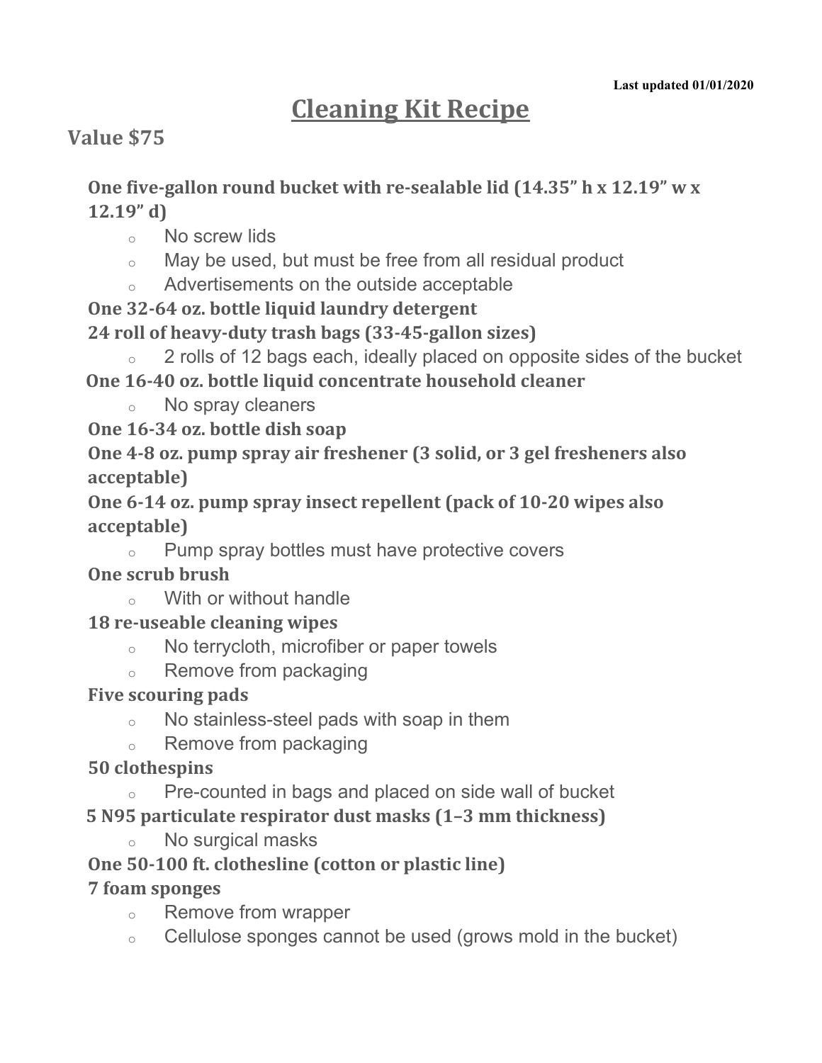Last updated 01/01/2020

# Cleaning Kit Recipe

## Value $75

**One five-gallon round bucket with re-sealable lid (14.35" h x 12.19" w x 12.19" d)**

- No screw lids
- May be used, but must be free from all residual product
- Advertisements on the outside acceptable

**One 32-64 oz. bottle liquid laundry detergent**

**24 roll of heavy-duty trash bags (33-45-gallon sizes)**

- 2 rolls of 12 bags each, ideally placed on opposite sides of the bucket

**One 16-40 oz. bottle liquid concentrate household cleaner**

- No spray cleaners

**One 16-34 oz. bottle dish soap**

**One 4-8 oz. pump spray air freshener (3 solid, or 3 gel fresheners also acceptable)**

**One 6-14 oz. pump spray insect repellent (pack of 10-20 wipes also acceptable)**

- Pump spray bottles must have protective covers

**One scrub brush**

- With or without handle

**18 re-useable cleaning wipes**

- No terrycloth, microfiber or paper towels
- Remove from packaging

**Five scouring pads**

- No stainless-steel pads with soap in them
- Remove from packaging

**50 clothespins**

- Pre-counted in bags and placed on side wall of bucket

**5 N95 particulate respirator dust masks (1–3 mm thickness)**

- No surgical masks

**One 50-100 ft. clothesline (cotton or plastic line)**

**7 foam sponges**

- Remove from wrapper
- Cellulose sponges cannot be used (grows mold in the bucket)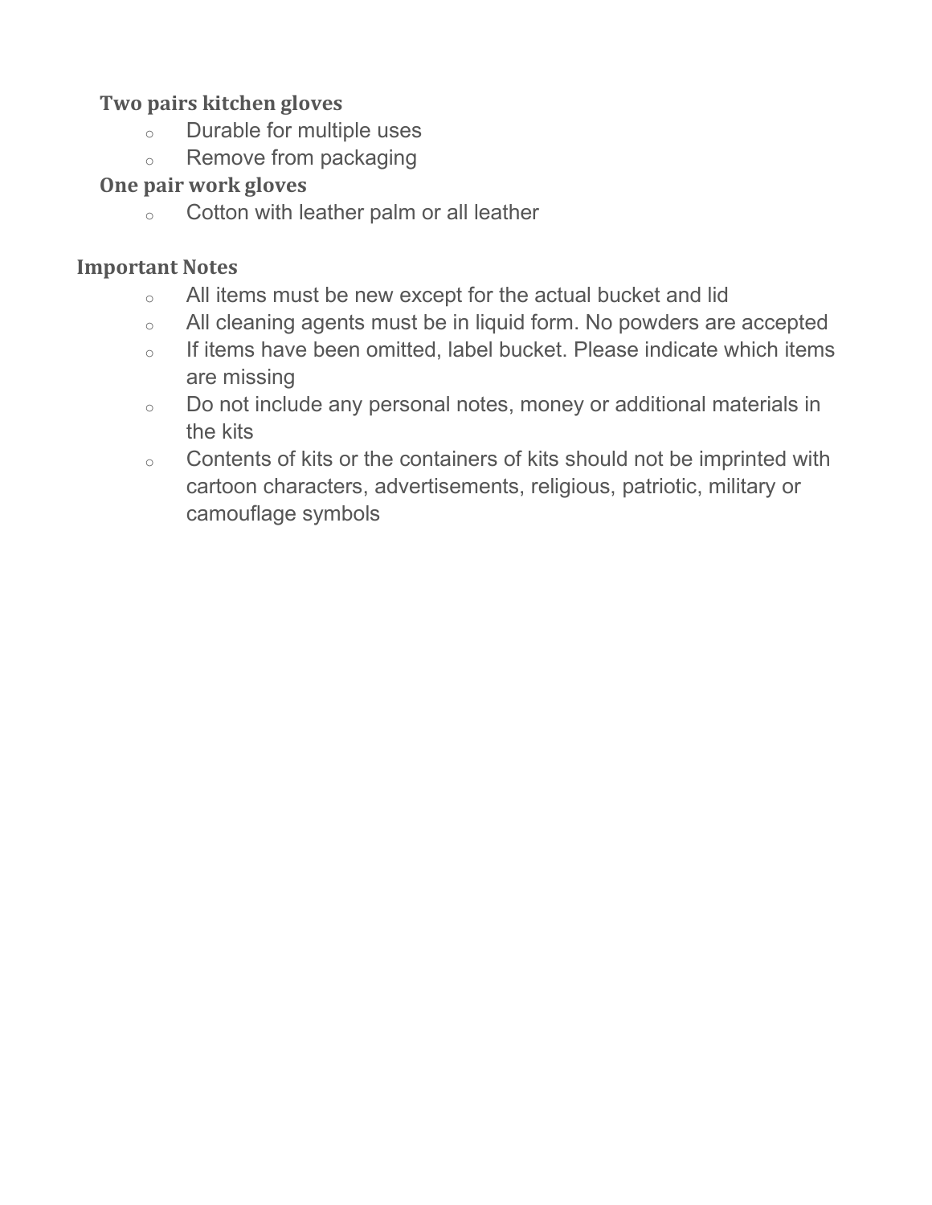**Two pairs kitchen gloves**

- Durable for multiple uses
- Remove from packaging

**One pair work gloves**

- Cotton with leather palm or all leather

### Important Notes

- All items must be new except for the actual bucket and lid
- All cleaning agents must be in liquid form. No powders are accepted
- If items have been omitted, label bucket. Please indicate which items are missing
- Do not include any personal notes, money or additional materials in the kits
- Contents of kits or the containers of kits should not be imprinted with cartoon characters, advertisements, religious, patriotic, military or camouflage symbols